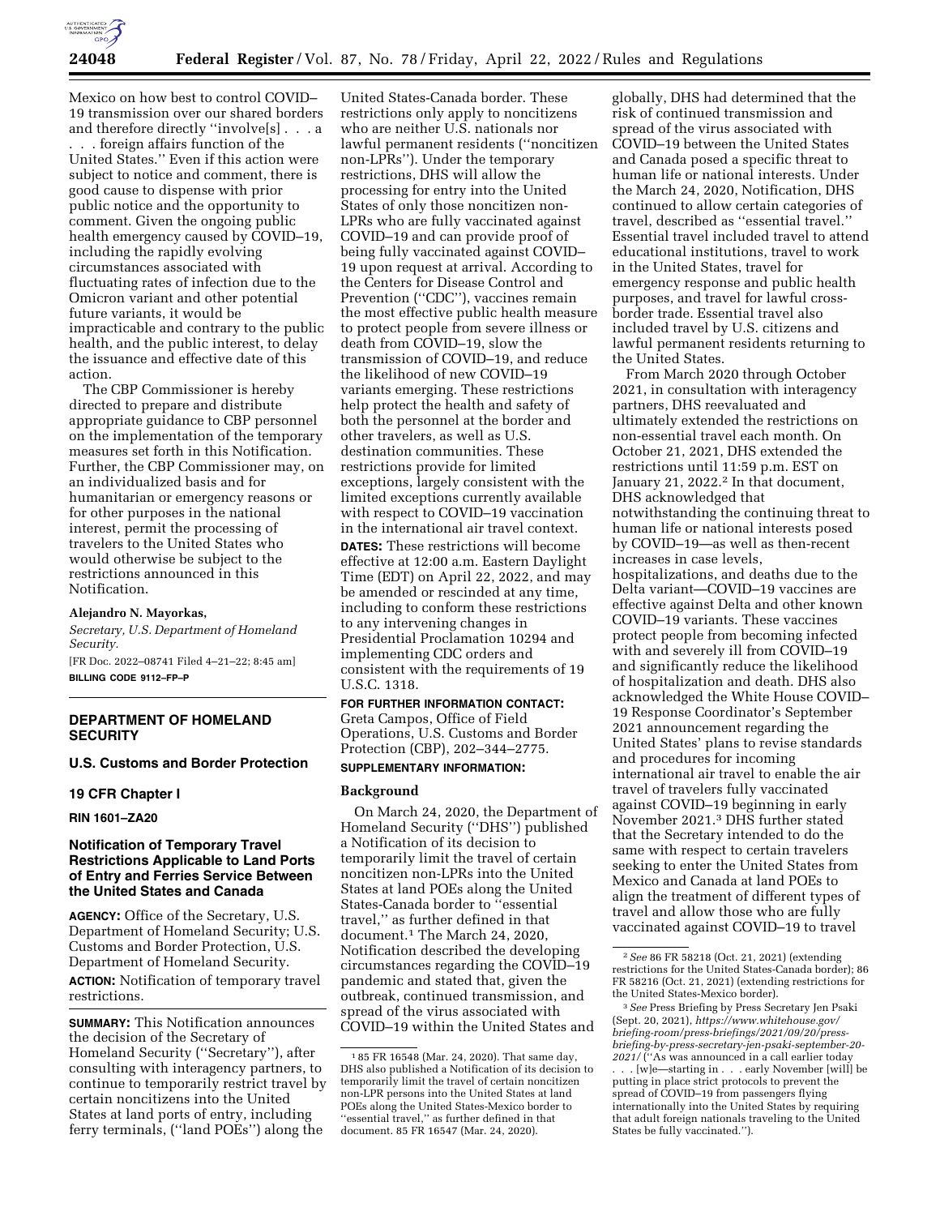Mexico on how best to control COVID–19 transmission over our shared borders and therefore directly ''involve[s] . . . a . . . foreign affairs function of the United States.'' Even if this action were subject to notice and comment, there is good cause to dispense with prior public notice and the opportunity to comment. Given the ongoing public health emergency caused by COVID–19, including the rapidly evolving circumstances associated with fluctuating rates of infection due to the Omicron variant and other potential future variants, it would be impracticable and contrary to the public health, and the public interest, to delay the issuance and effective date of this action.

The CBP Commissioner is hereby directed to prepare and distribute appropriate guidance to CBP personnel on the implementation of the temporary measures set forth in this Notification. Further, the CBP Commissioner may, on an individualized basis and for humanitarian or emergency reasons or for other purposes in the national interest, permit the processing of travelers to the United States who would otherwise be subject to the restrictions announced in this Notification.

**Alejandro N. Mayorkas,**

*Secretary, U.S. Department of Homeland Security.*

[FR Doc. 2022–08741 Filed 4–21–22; 8:45 am]

**BILLING CODE 9112–FP–P**

---

# DEPARTMENT OF HOMELAND SECURITY

## U.S. Customs and Border Protection

### 19 CFR Chapter I

**RIN 1601–ZA20**

### Notification of Temporary Travel Restrictions Applicable to Land Ports of Entry and Ferries Service Between the United States and Canada

**AGENCY:** Office of the Secretary, U.S. Department of Homeland Security; U.S. Customs and Border Protection, U.S. Department of Homeland Security.

**ACTION:** Notification of temporary travel restrictions.

**SUMMARY:** This Notification announces the decision of the Secretary of Homeland Security (''Secretary''), after consulting with interagency partners, to continue to temporarily restrict travel by certain noncitizens into the United States at land ports of entry, including ferry terminals, (''land POEs'') along the United States-Canada border. These restrictions only apply to noncitizens who are neither U.S. nationals nor lawful permanent residents (''noncitizen non-LPRs''). Under the temporary restrictions, DHS will allow the processing for entry into the United States of only those noncitizen non-LPRs who are fully vaccinated against COVID–19 and can provide proof of being fully vaccinated against COVID–19 upon request at arrival. According to the Centers for Disease Control and Prevention (''CDC''), vaccines remain the most effective public health measure to protect people from severe illness or death from COVID–19, slow the transmission of COVID–19, and reduce the likelihood of new COVID–19 variants emerging. These restrictions help protect the health and safety of both the personnel at the border and other travelers, as well as U.S. destination communities. These restrictions provide for limited exceptions, largely consistent with the limited exceptions currently available with respect to COVID–19 vaccination in the international air travel context.

**DATES:** These restrictions will become effective at 12:00 a.m. Eastern Daylight Time (EDT) on April 22, 2022, and may be amended or rescinded at any time, including to conform these restrictions to any intervening changes in Presidential Proclamation 10294 and implementing CDC orders and consistent with the requirements of 19 U.S.C. 1318.

**FOR FURTHER INFORMATION CONTACT:** Greta Campos, Office of Field Operations, U.S. Customs and Border Protection (CBP), 202–344–2775.

**SUPPLEMENTARY INFORMATION:**

## Background

On March 24, 2020, the Department of Homeland Security (''DHS'') published a Notification of its decision to temporarily limit the travel of certain noncitizen non-LPRs into the United States at land POEs along the United States-Canada border to ''essential travel,'' as further defined in that document.[1] The March 24, 2020, Notification described the developing circumstances regarding the COVID–19 pandemic and stated that, given the outbreak, continued transmission, and spread of the virus associated with COVID–19 within the United States and globally, DHS had determined that the risk of continued transmission and spread of the virus associated with COVID–19 between the United States and Canada posed a specific threat to human life or national interests. Under the March 24, 2020, Notification, DHS continued to allow certain categories of travel, described as ''essential travel.'' Essential travel included travel to attend educational institutions, travel to work in the United States, travel for emergency response and public health purposes, and travel for lawful cross-border trade. Essential travel also included travel by U.S. citizens and lawful permanent residents returning to the United States.

From March 2020 through October 2021, in consultation with interagency partners, DHS reevaluated and ultimately extended the restrictions on non-essential travel each month. On October 21, 2021, DHS extended the restrictions until 11:59 p.m. EST on January 21, 2022.[2] In that document, DHS acknowledged that notwithstanding the continuing threat to human life or national interests posed by COVID–19—as well as then-recent increases in case levels, hospitalizations, and deaths due to the Delta variant—COVID–19 vaccines are effective against Delta and other known COVID–19 variants. These vaccines protect people from becoming infected with and severely ill from COVID–19 and significantly reduce the likelihood of hospitalization and death. DHS also acknowledged the White House COVID–19 Response Coordinator's September 2021 announcement regarding the United States' plans to revise standards and procedures for incoming international air travel to enable the air travel of travelers fully vaccinated against COVID–19 beginning in early November 2021.[3] DHS further stated that the Secretary intended to do the same with respect to certain travelers seeking to enter the United States from Mexico and Canada at land POEs to align the treatment of different types of travel and allow those who are fully vaccinated against COVID–19 to travel

---

[1] 85 FR 16548 (Mar. 24, 2020). That same day, DHS also published a Notification of its decision to temporarily limit the travel of certain noncitizen non-LPR persons into the United States at land POEs along the United States-Mexico border to ''essential travel,'' as further defined in that document. 85 FR 16547 (Mar. 24, 2020).

[2] *See* 86 FR 58218 (Oct. 21, 2021) (extending restrictions for the United States-Canada border); 86 FR 58216 (Oct. 21, 2021) (extending restrictions for the United States-Mexico border).

[3] *See* Press Briefing by Press Secretary Jen Psaki (Sept. 20, 2021), *https://www.whitehouse.gov/briefing-room/press-briefings/2021/09/20/press-briefing-by-press-secretary-jen-psaki-september-20-2021/* (''As was announced in a call earlier today . . . [w]e—starting in . . . early November [will] be putting in place strict protocols to prevent the spread of COVID–19 from passengers flying internationally into the United States by requiring that adult foreign nationals traveling to the United States be fully vaccinated.'').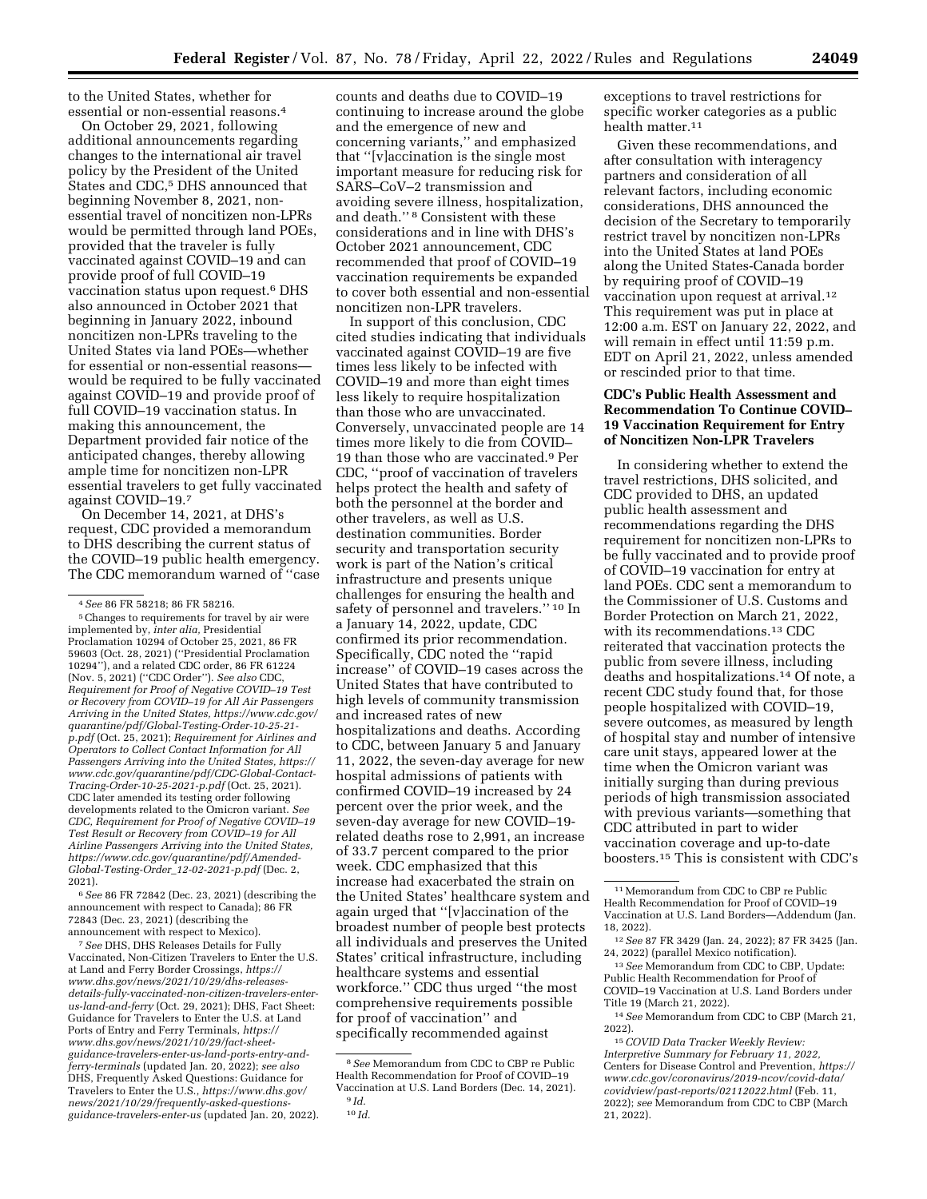to the United States, whether for essential or non-essential reasons.[4]

On October 29, 2021, following additional announcements regarding changes to the international air travel policy by the President of the United States and CDC,[5] DHS announced that beginning November 8, 2021, non-essential travel of noncitizen non-LPRs would be permitted through land POEs, provided that the traveler is fully vaccinated against COVID–19 and can provide proof of full COVID–19 vaccination status upon request.[6] DHS also announced in October 2021 that beginning in January 2022, inbound noncitizen non-LPRs traveling to the United States via land POEs—whether for essential or non-essential reasons—would be required to be fully vaccinated against COVID–19 and provide proof of full COVID–19 vaccination status. In making this announcement, the Department provided fair notice of the anticipated changes, thereby allowing ample time for noncitizen non-LPR essential travelers to get fully vaccinated against COVID–19.[7]

On December 14, 2021, at DHS's request, CDC provided a memorandum to DHS describing the current status of the COVID–19 public health emergency. The CDC memorandum warned of ''case counts and deaths due to COVID–19 continuing to increase around the globe and the emergence of new and concerning variants,'' and emphasized that ''[v]accination is the single most important measure for reducing risk for SARS–CoV–2 transmission and avoiding severe illness, hospitalization, and death.'' [8] Consistent with these considerations and in line with DHS's October 2021 announcement, CDC recommended that proof of COVID–19 vaccination requirements be expanded to cover both essential and non-essential noncitizen non-LPR travelers.

In support of this conclusion, CDC cited studies indicating that individuals vaccinated against COVID–19 are five times less likely to be infected with COVID–19 and more than eight times less likely to require hospitalization than those who are unvaccinated. Conversely, unvaccinated people are 14 times more likely to die from COVID–19 than those who are vaccinated.[9] Per CDC, ''proof of vaccination of travelers helps protect the health and safety of both the personnel at the border and other travelers, as well as U.S. destination communities. Border security and transportation security work is part of the Nation's critical infrastructure and presents unique challenges for ensuring the health and safety of personnel and travelers.'' [10] In a January 14, 2022, update, CDC confirmed its prior recommendation. Specifically, CDC noted the ''rapid increase'' of COVID–19 cases across the United States that have contributed to high levels of community transmission and increased rates of new hospitalizations and deaths. According to CDC, between January 5 and January 11, 2022, the seven-day average for new hospital admissions of patients with confirmed COVID–19 increased by 24 percent over the prior week, and the seven-day average for new COVID–19-related deaths rose to 2,991, an increase of 33.7 percent compared to the prior week. CDC emphasized that this increase had exacerbated the strain on the United States' healthcare system and again urged that ''[v]accination of the broadest number of people best protects all individuals and preserves the United States' critical infrastructure, including healthcare systems and essential workforce.'' CDC thus urged ''the most comprehensive requirements possible for proof of vaccination'' and specifically recommended against exceptions to travel restrictions for specific worker categories as a public health matter.[11]

Given these recommendations, and after consultation with interagency partners and consideration of all relevant factors, including economic considerations, DHS announced the decision of the Secretary to temporarily restrict travel by noncitizen non-LPRs into the United States at land POEs along the United States-Canada border by requiring proof of COVID–19 vaccination upon request at arrival.[12] This requirement was put in place at 12:00 a.m. EST on January 22, 2022, and will remain in effect until 11:59 p.m. EDT on April 21, 2022, unless amended or rescinded prior to that time.

## CDC's Public Health Assessment and Recommendation To Continue COVID–19 Vaccination Requirement for Entry of Noncitizen Non-LPR Travelers

In considering whether to extend the travel restrictions, DHS solicited, and CDC provided to DHS, an updated public health assessment and recommendations regarding the DHS requirement for noncitizen non-LPRs to be fully vaccinated and to provide proof of COVID–19 vaccination for entry at land POEs. CDC sent a memorandum to the Commissioner of U.S. Customs and Border Protection on March 21, 2022, with its recommendations.[13] CDC reiterated that vaccination protects the public from severe illness, including deaths and hospitalizations.[14] Of note, a recent CDC study found that, for those people hospitalized with COVID–19, severe outcomes, as measured by length of hospital stay and number of intensive care unit stays, appeared lower at the time when the Omicron variant was initially surging than during previous periods of high transmission associated with previous variants—something that CDC attributed in part to wider vaccination coverage and up-to-date boosters.[15] This is consistent with CDC's

---

[4] *See* 86 FR 58218; 86 FR 58216.

[5] Changes to requirements for travel by air were implemented by, *inter alia,* Presidential Proclamation 10294 of October 25, 2021, 86 FR 59603 (Oct. 28, 2021) (''Presidential Proclamation 10294''), and a related CDC order, 86 FR 61224 (Nov. 5, 2021) (''CDC Order''). *See also* CDC, *Requirement for Proof of Negative COVID–19 Test or Recovery from COVID–19 for All Air Passengers Arriving in the United States, https://www.cdc.gov/quarantine/pdf/Global-Testing-Order-10-25-21-p.pdf* (Oct. 25, 2021); *Requirement for Airlines and Operators to Collect Contact Information for All Passengers Arriving into the United States, https://www.cdc.gov/quarantine/pdf/CDC-Global-Contact-Tracing-Order-10-25-2021-p.pdf* (Oct. 25, 2021). CDC later amended its testing order following developments related to the Omicron variant. *See CDC, Requirement for Proof of Negative COVID–19 Test Result or Recovery from COVID–19 for All Airline Passengers Arriving into the United States, https://www.cdc.gov/quarantine/pdf/Amended-Global-Testing-Order_12-02-2021-p.pdf* (Dec. 2, 2021).

[6] *See* 86 FR 72842 (Dec. 23, 2021) (describing the announcement with respect to Canada); 86 FR 72843 (Dec. 23, 2021) (describing the announcement with respect to Mexico).

[7] *See* DHS, DHS Releases Details for Fully Vaccinated, Non-Citizen Travelers to Enter the U.S. at Land and Ferry Border Crossings, *https://www.dhs.gov/news/2021/10/29/dhs-releases-details-fully-vaccinated-non-citizen-travelers-enter-us-land-and-ferry* (Oct. 29, 2021); DHS, Fact Sheet: Guidance for Travelers to Enter the U.S. at Land Ports of Entry and Ferry Terminals, *https://www.dhs.gov/news/2021/10/29/fact-sheet-guidance-travelers-enter-us-land-ports-entry-and-ferry-terminals* (updated Jan. 20, 2022); *see also* DHS, Frequently Asked Questions: Guidance for Travelers to Enter the U.S., *https://www.dhs.gov/news/2021/10/29/frequently-asked-questions-guidance-travelers-enter-us* (updated Jan. 20, 2022).

[8] *See* Memorandum from CDC to CBP re Public Health Recommendation for Proof of COVID–19 Vaccination at U.S. Land Borders (Dec. 14, 2021).

[9] *Id.*

[10] *Id.*

[11] Memorandum from CDC to CBP re Public Health Recommendation for Proof of COVID–19 Vaccination at U.S. Land Borders—Addendum (Jan. 18, 2022).

[12] *See* 87 FR 3429 (Jan. 24, 2022); 87 FR 3425 (Jan. 24, 2022) (parallel Mexico notification).

[13] *See* Memorandum from CDC to CBP, Update: Public Health Recommendation for Proof of COVID–19 Vaccination at U.S. Land Borders under Title 19 (March 21, 2022).

[14] *See* Memorandum from CDC to CBP (March 21, 2022).

[15] *COVID Data Tracker Weekly Review: Interpretive Summary for February 11, 2022,* Centers for Disease Control and Prevention, *https://www.cdc.gov/coronavirus/2019-ncov/covid-data/covidview/past-reports/02112022.html* (Feb. 11, 2022); *see* Memorandum from CDC to CBP (March 21, 2022).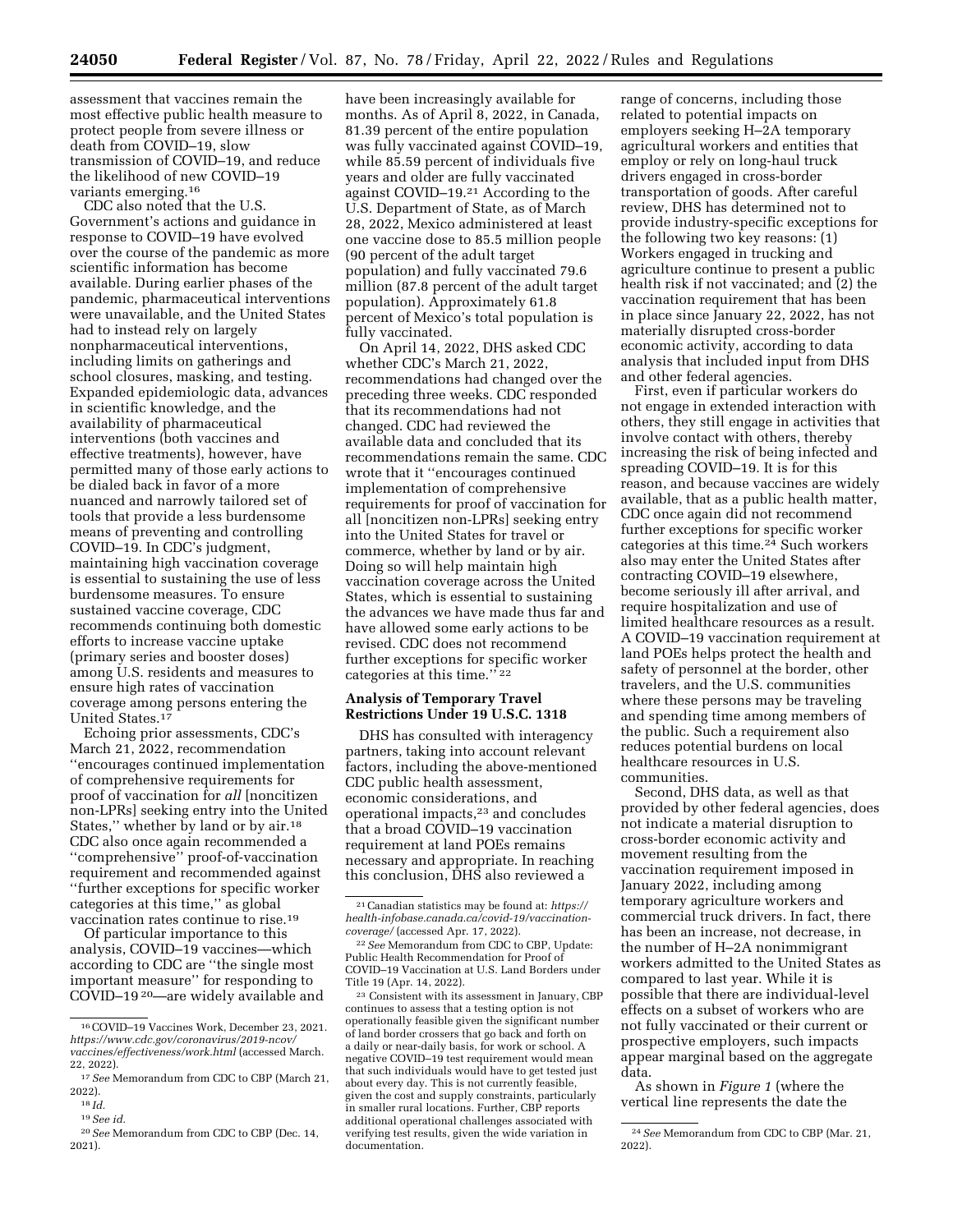assessment that vaccines remain the most effective public health measure to protect people from severe illness or death from COVID–19, slow transmission of COVID–19, and reduce the likelihood of new COVID–19 variants emerging.[16]

CDC also noted that the U.S. Government's actions and guidance in response to COVID–19 have evolved over the course of the pandemic as more scientific information has become available. During earlier phases of the pandemic, pharmaceutical interventions were unavailable, and the United States had to instead rely on largely nonpharmaceutical interventions, including limits on gatherings and school closures, masking, and testing. Expanded epidemiologic data, advances in scientific knowledge, and the availability of pharmaceutical interventions (both vaccines and effective treatments), however, have permitted many of those early actions to be dialed back in favor of a more nuanced and narrowly tailored set of tools that provide a less burdensome means of preventing and controlling COVID–19. In CDC's judgment, maintaining high vaccination coverage is essential to sustaining the use of less burdensome measures. To ensure sustained vaccine coverage, CDC recommends continuing both domestic efforts to increase vaccine uptake (primary series and booster doses) among U.S. residents and measures to ensure high rates of vaccination coverage among persons entering the United States.[17]

Echoing prior assessments, CDC's March 21, 2022, recommendation ''encourages continued implementation of comprehensive requirements for proof of vaccination for *all* [noncitizen non-LPRs] seeking entry into the United States,'' whether by land or by air.[18] CDC also once again recommended a ''comprehensive'' proof-of-vaccination requirement and recommended against ''further exceptions for specific worker categories at this time,'' as global vaccination rates continue to rise.[19]

Of particular importance to this analysis, COVID–19 vaccines—which according to CDC are ''the single most important measure'' for responding to COVID–19[20]—are widely available and have been increasingly available for months. As of April 8, 2022, in Canada, 81.39 percent of the entire population was fully vaccinated against COVID–19, while 85.59 percent of individuals five years and older are fully vaccinated against COVID–19.[21] According to the U.S. Department of State, as of March 28, 2022, Mexico administered at least one vaccine dose to 85.5 million people (90 percent of the adult target population) and fully vaccinated 79.6 million (87.8 percent of the adult target population). Approximately 61.8 percent of Mexico's total population is fully vaccinated.

On April 14, 2022, DHS asked CDC whether CDC's March 21, 2022, recommendations had changed over the preceding three weeks. CDC responded that its recommendations had not changed. CDC had reviewed the available data and concluded that its recommendations remain the same. CDC wrote that it ''encourages continued implementation of comprehensive requirements for proof of vaccination for all [noncitizen non-LPRs] seeking entry into the United States for travel or commerce, whether by land or by air. Doing so will help maintain high vaccination coverage across the United States, which is essential to sustaining the advances we have made thus far and have allowed some early actions to be revised. CDC does not recommend further exceptions for specific worker categories at this time.''[22]

## Analysis of Temporary Travel Restrictions Under 19 U.S.C. 1318

DHS has consulted with interagency partners, taking into account relevant factors, including the above-mentioned CDC public health assessment, economic considerations, and operational impacts,[23] and concludes that a broad COVID–19 vaccination requirement at land POEs remains necessary and appropriate. In reaching this conclusion, DHS also reviewed a range of concerns, including those related to potential impacts on employers seeking H–2A temporary agricultural workers and entities that employ or rely on long-haul truck drivers engaged in cross-border transportation of goods. After careful review, DHS has determined not to provide industry-specific exceptions for the following two key reasons: (1) Workers engaged in trucking and agriculture continue to present a public health risk if not vaccinated; and (2) the vaccination requirement that has been in place since January 22, 2022, has not materially disrupted cross-border economic activity, according to data analysis that included input from DHS and other federal agencies.

First, even if particular workers do not engage in extended interaction with others, they still engage in activities that involve contact with others, thereby increasing the risk of being infected and spreading COVID–19. It is for this reason, and because vaccines are widely available, that as a public health matter, CDC once again did not recommend further exceptions for specific worker categories at this time.[24] Such workers also may enter the United States after contracting COVID–19 elsewhere, become seriously ill after arrival, and require hospitalization and use of limited healthcare resources as a result. A COVID–19 vaccination requirement at land POEs helps protect the health and safety of personnel at the border, other travelers, and the U.S. communities where these persons may be traveling and spending time among members of the public. Such a requirement also reduces potential burdens on local healthcare resources in U.S. communities.

Second, DHS data, as well as that provided by other federal agencies, does not indicate a material disruption to cross-border economic activity and movement resulting from the vaccination requirement imposed in January 2022, including among temporary agriculture workers and commercial truck drivers. In fact, there has been an increase, not decrease, in the number of H–2A nonimmigrant workers admitted to the United States as compared to last year. While it is possible that there are individual-level effects on a subset of workers who are not fully vaccinated or their current or prospective employers, such impacts appear marginal based on the aggregate data.

As shown in *Figure 1* (where the vertical line represents the date the

---

[16] COVID–19 Vaccines Work, December 23, 2021. *https://www.cdc.gov/coronavirus/2019-ncov/vaccines/effectiveness/work.html* (accessed March. 22, 2022).

[17] *See* Memorandum from CDC to CBP (March 21, 2022).

[18] *Id.*

[19] *See id.*

[20] *See* Memorandum from CDC to CBP (Dec. 14, 2021).

[21] Canadian statistics may be found at: *https://health-infobase.canada.ca/covid-19/vaccination-coverage/* (accessed Apr. 17, 2022).

[22] *See* Memorandum from CDC to CBP, Update: Public Health Recommendation for Proof of COVID–19 Vaccination at U.S. Land Borders under Title 19 (Apr. 14, 2022).

[23] Consistent with its assessment in January, CBP continues to assess that a testing option is not operationally feasible given the significant number of land border crossers that go back and forth on a daily or near-daily basis, for work or school. A negative COVID–19 test requirement would mean that such individuals would have to get tested just about every day. This is not currently feasible, given the cost and supply constraints, particularly in smaller rural locations. Further, CBP reports additional operational challenges associated with verifying test results, given the wide variation in documentation.

[24] *See* Memorandum from CDC to CBP (Mar. 21, 2022).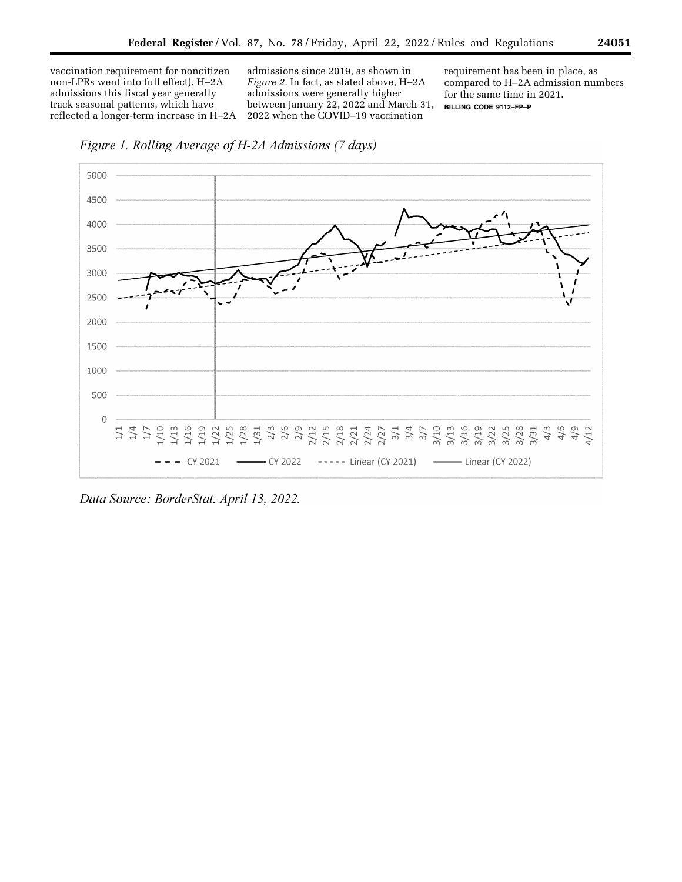vaccination requirement for noncitizen non-LPRs went into full effect), H–2A admissions this fiscal year generally track seasonal patterns, which have reflected a longer-term increase in H–2A admissions since 2019, as shown in *Figure 2.* In fact, as stated above, H–2A admissions were generally higher between January 22, 2022 and March 31, 2022 when the COVID–19 vaccination requirement has been in place, as compared to H–2A admission numbers for the same time in 2021.

BILLING CODE 9112–FP–P

*Figure 1. Rolling Average of H-2A Admissions (7 days)*

*Data Source: BorderStat. April 13, 2022.*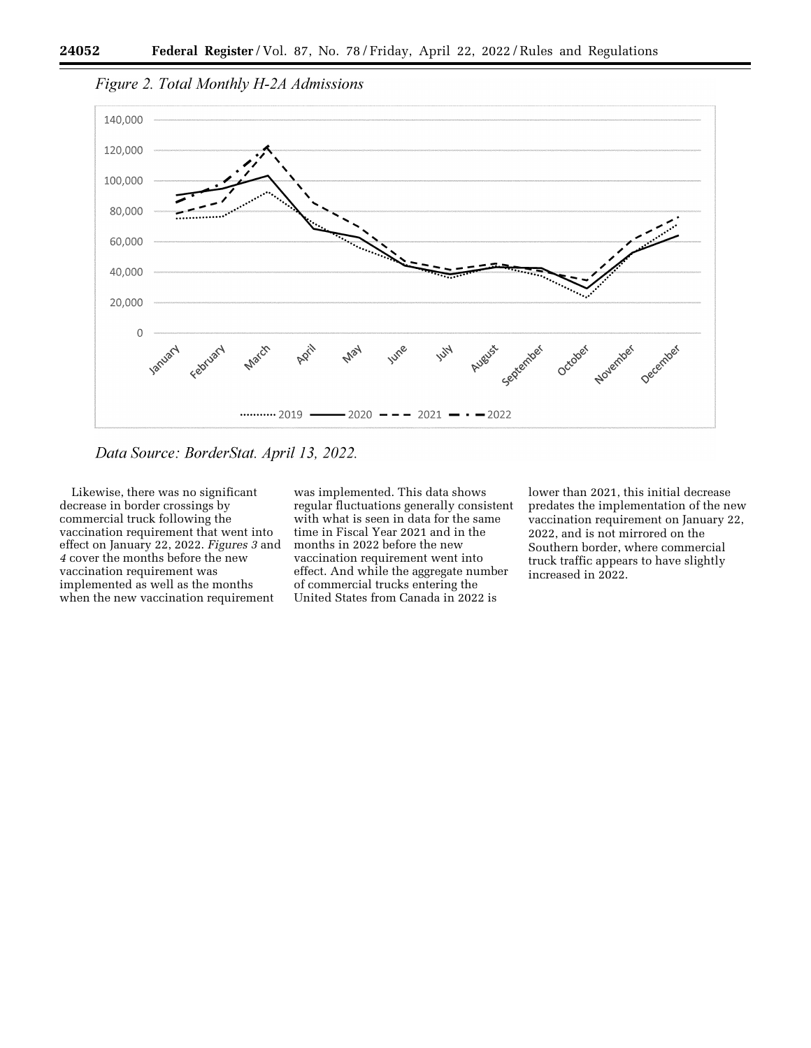*Figure 2. Total Monthly H-2A Admissions*

*Data Source: BorderStat. April 13, 2022.*

Likewise, there was no significant decrease in border crossings by commercial truck following the vaccination requirement that went into effect on January 22, 2022. *Figures 3* and *4* cover the months before the new vaccination requirement was implemented as well as the months when the new vaccination requirement was implemented. This data shows regular fluctuations generally consistent with what is seen in data for the same time in Fiscal Year 2021 and in the months in 2022 before the new vaccination requirement went into effect. And while the aggregate number of commercial trucks entering the United States from Canada in 2022 is lower than 2021, this initial decrease predates the implementation of the new vaccination requirement on January 22, 2022, and is not mirrored on the Southern border, where commercial truck traffic appears to have slightly increased in 2022.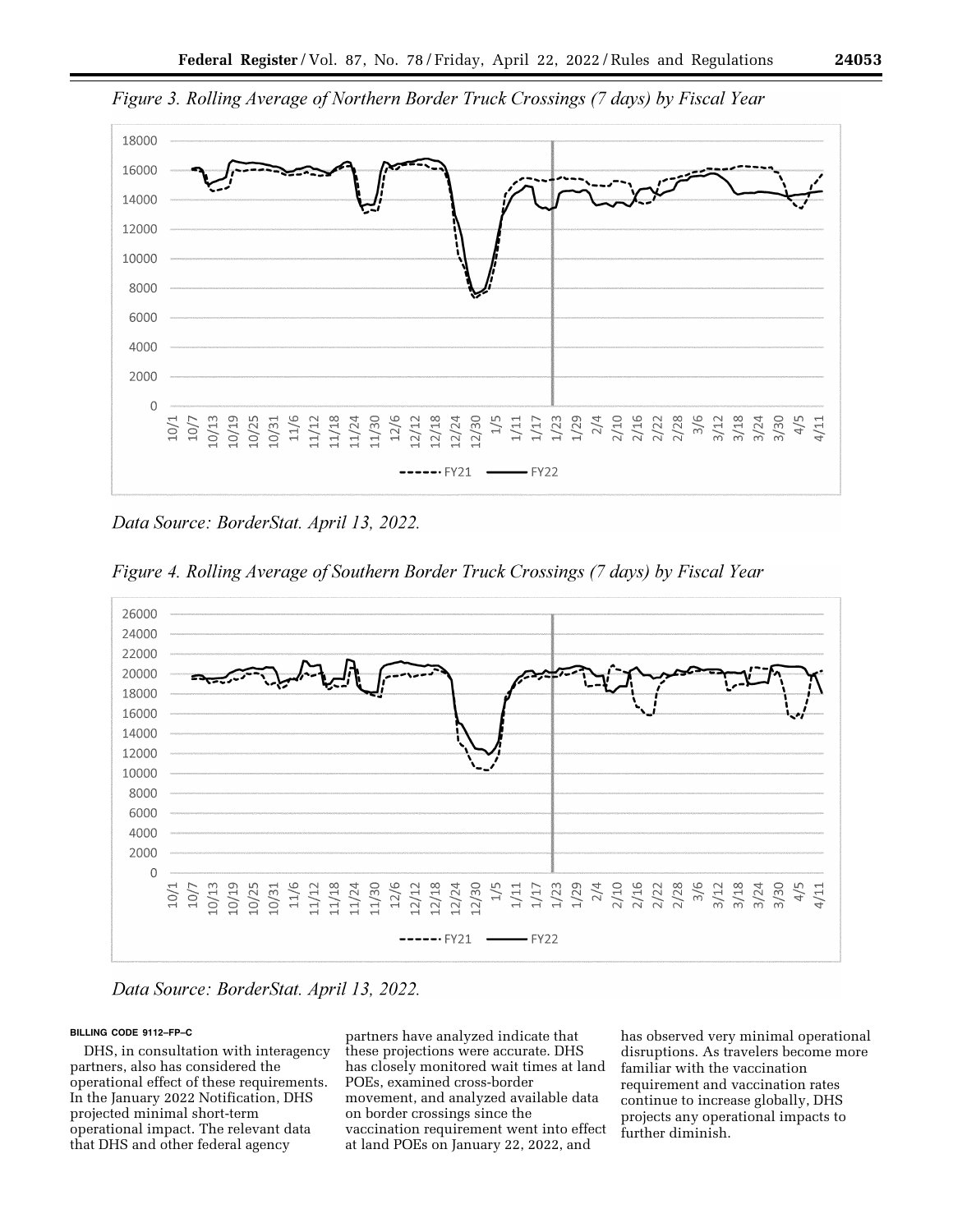*Figure 3. Rolling Average of Northern Border Truck Crossings (7 days) by Fiscal Year*

*Data Source: BorderStat. April 13, 2022.*

*Figure 4. Rolling Average of Southern Border Truck Crossings (7 days) by Fiscal Year*

*Data Source: BorderStat. April 13, 2022.*

BILLING CODE 9112–FP–C

DHS, in consultation with interagency partners, also has considered the operational effect of these requirements. In the January 2022 Notification, DHS projected minimal short-term operational impact. The relevant data that DHS and other federal agency partners have analyzed indicate that these projections were accurate. DHS has closely monitored wait times at land POEs, examined cross-border movement, and analyzed available data on border crossings since the vaccination requirement went into effect at land POEs on January 22, 2022, and has observed very minimal operational disruptions. As travelers become more familiar with the vaccination requirement and vaccination rates continue to increase globally, DHS projects any operational impacts to further diminish.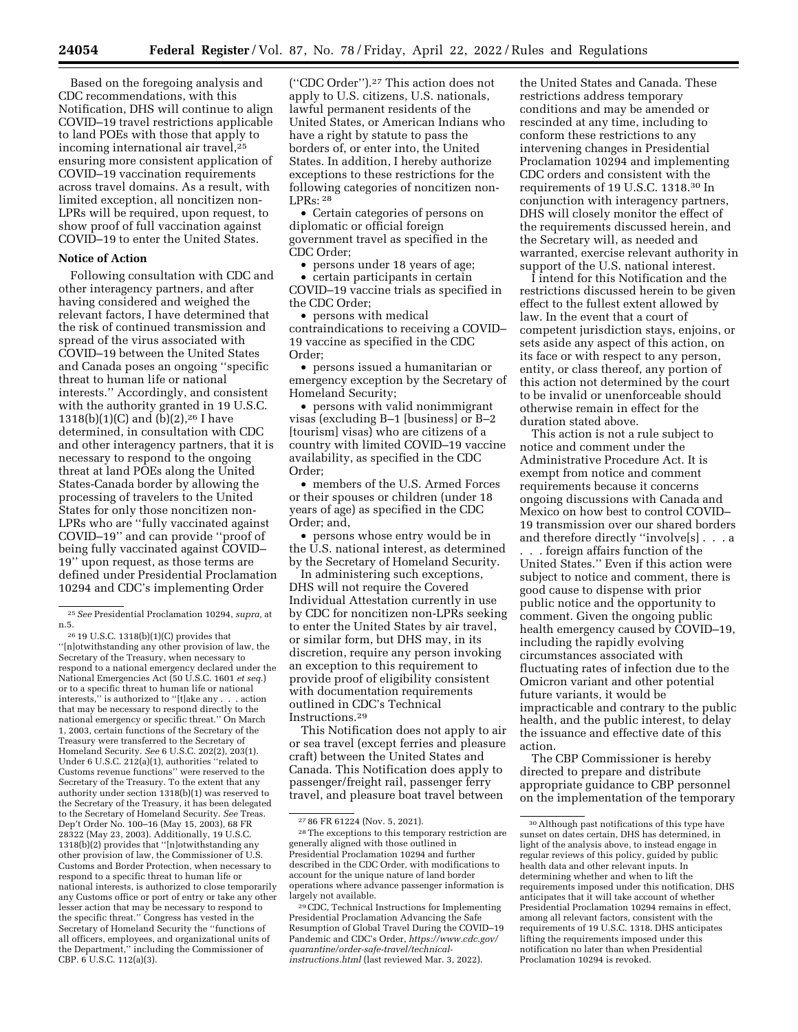Based on the foregoing analysis and CDC recommendations, with this Notification, DHS will continue to align COVID–19 travel restrictions applicable to land POEs with those that apply to incoming international air travel,[25] ensuring more consistent application of COVID–19 vaccination requirements across travel domains. As a result, with limited exception, all noncitizen non-LPRs will be required, upon request, to show proof of full vaccination against COVID–19 to enter the United States.

**Notice of Action**

Following consultation with CDC and other interagency partners, and after having considered and weighed the relevant factors, I have determined that the risk of continued transmission and spread of the virus associated with COVID–19 between the United States and Canada poses an ongoing ''specific threat to human life or national interests.'' Accordingly, and consistent with the authority granted in 19 U.S.C. 1318(b)(1)(C) and (b)(2),[26] I have determined, in consultation with CDC and other interagency partners, that it is necessary to respond to the ongoing threat at land POEs along the United States-Canada border by allowing the processing of travelers to the United States for only those noncitizen non-LPRs who are ''fully vaccinated against COVID–19'' and can provide ''proof of being fully vaccinated against COVID–19'' upon request, as those terms are defined under Presidential Proclamation 10294 and CDC's implementing Order (''CDC Order'').[27] This action does not apply to U.S. citizens, U.S. nationals, lawful permanent residents of the United States, or American Indians who have a right by statute to pass the borders of, or enter into, the United States. In addition, I hereby authorize exceptions to these restrictions for the following categories of noncitizen non-LPRs: [28]

- Certain categories of persons on diplomatic or official foreign government travel as specified in the CDC Order;
- persons under 18 years of age;
- certain participants in certain COVID–19 vaccine trials as specified in the CDC Order;
- persons with medical contraindications to receiving a COVID–19 vaccine as specified in the CDC Order;
- persons issued a humanitarian or emergency exception by the Secretary of Homeland Security;
- persons with valid nonimmigrant visas (excluding B–1 [business] or B–2 [tourism] visas) who are citizens of a country with limited COVID–19 vaccine availability, as specified in the CDC Order;
- members of the U.S. Armed Forces or their spouses or children (under 18 years of age) as specified in the CDC Order; and,
- persons whose entry would be in the U.S. national interest, as determined by the Secretary of Homeland Security.

In administering such exceptions, DHS will not require the Covered Individual Attestation currently in use by CDC for noncitizen non-LPRs seeking to enter the United States by air travel, or similar form, but DHS may, in its discretion, require any person invoking an exception to this requirement to provide proof of eligibility consistent with documentation requirements outlined in CDC's Technical Instructions.[29]

This Notification does not apply to air or sea travel (except ferries and pleasure craft) between the United States and Canada. This Notification does apply to passenger/freight rail, passenger ferry travel, and pleasure boat travel between the United States and Canada. These restrictions address temporary conditions and may be amended or rescinded at any time, including to conform these restrictions to any intervening changes in Presidential Proclamation 10294 and implementing CDC orders and consistent with the requirements of 19 U.S.C. 1318.[30] In conjunction with interagency partners, DHS will closely monitor the effect of the requirements discussed herein, and the Secretary will, as needed and warranted, exercise relevant authority in support of the U.S. national interest.

I intend for this Notification and the restrictions discussed herein to be given effect to the fullest extent allowed by law. In the event that a court of competent jurisdiction stays, enjoins, or sets aside any aspect of this action, on its face or with respect to any person, entity, or class thereof, any portion of this action not determined by the court to be invalid or unenforceable should otherwise remain in effect for the duration stated above.

This action is not a rule subject to notice and comment under the Administrative Procedure Act. It is exempt from notice and comment requirements because it concerns ongoing discussions with Canada and Mexico on how best to control COVID–19 transmission over our shared borders and therefore directly ''involve[s] . . . a . . . foreign affairs function of the United States.'' Even if this action were subject to notice and comment, there is good cause to dispense with prior public notice and the opportunity to comment. Given the ongoing public health emergency caused by COVID–19, including the rapidly evolving circumstances associated with fluctuating rates of infection due to the Omicron variant and other potential future variants, it would be impracticable and contrary to the public health, and the public interest, to delay the issuance and effective date of this action.

The CBP Commissioner is hereby directed to prepare and distribute appropriate guidance to CBP personnel on the implementation of the temporary

---

[25] *See* Presidential Proclamation 10294, *supra,* at n.5.

[26] 19 U.S.C. 1318(b)(1)(C) provides that ''[n]otwithstanding any other provision of law, the Secretary of the Treasury, when necessary to respond to a national emergency declared under the National Emergencies Act (50 U.S.C. 1601 *et seq.*) or to a specific threat to human life or national interests,'' is authorized to ''[t]ake any . . . action that may be necessary to respond directly to the national emergency or specific threat.'' On March 1, 2003, certain functions of the Secretary of the Treasury were transferred to the Secretary of Homeland Security. *See* 6 U.S.C. 202(2), 203(1). Under 6 U.S.C. 212(a)(1), authorities ''related to Customs revenue functions'' were reserved to the Secretary of the Treasury. To the extent that any authority under section 1318(b)(1) was reserved to the Secretary of the Treasury, it has been delegated to the Secretary of Homeland Security. *See* Treas. Dep't Order No. 100–16 (May 15, 2003), 68 FR 28322 (May 23, 2003). Additionally, 19 U.S.C. 1318(b)(2) provides that ''[n]otwithstanding any other provision of law, the Commissioner of U.S. Customs and Border Protection, when necessary to respond to a specific threat to human life or national interests, is authorized to close temporarily any Customs office or port of entry or take any other lesser action that may be necessary to respond to the specific threat.'' Congress has vested in the Secretary of Homeland Security the ''functions of all officers, employees, and organizational units of the Department,'' including the Commissioner of CBP. 6 U.S.C. 112(a)(3).

[27] 86 FR 61224 (Nov. 5, 2021).

[28] The exceptions to this temporary restriction are generally aligned with those outlined in Presidential Proclamation 10294 and further described in the CDC Order, with modifications to account for the unique nature of land border operations where advance passenger information is largely not available.

[29] CDC, Technical Instructions for Implementing Presidential Proclamation Advancing the Safe Resumption of Global Travel During the COVID–19 Pandemic and CDC's Order, *https://www.cdc.gov/quarantine/order-safe-travel/technical-instructions.html* (last reviewed Mar. 3, 2022).

[30] Although past notifications of this type have sunset on dates certain, DHS has determined, in light of the analysis above, to instead engage in regular reviews of this policy, guided by public health data and other relevant inputs. In determining whether and when to lift the requirements imposed under this notification, DHS anticipates that it will take account of whether Presidential Proclamation 10294 remains in effect, among all relevant factors, consistent with the requirements of 19 U.S.C. 1318. DHS anticipates lifting the requirements imposed under this notification no later than when Presidential Proclamation 10294 is revoked.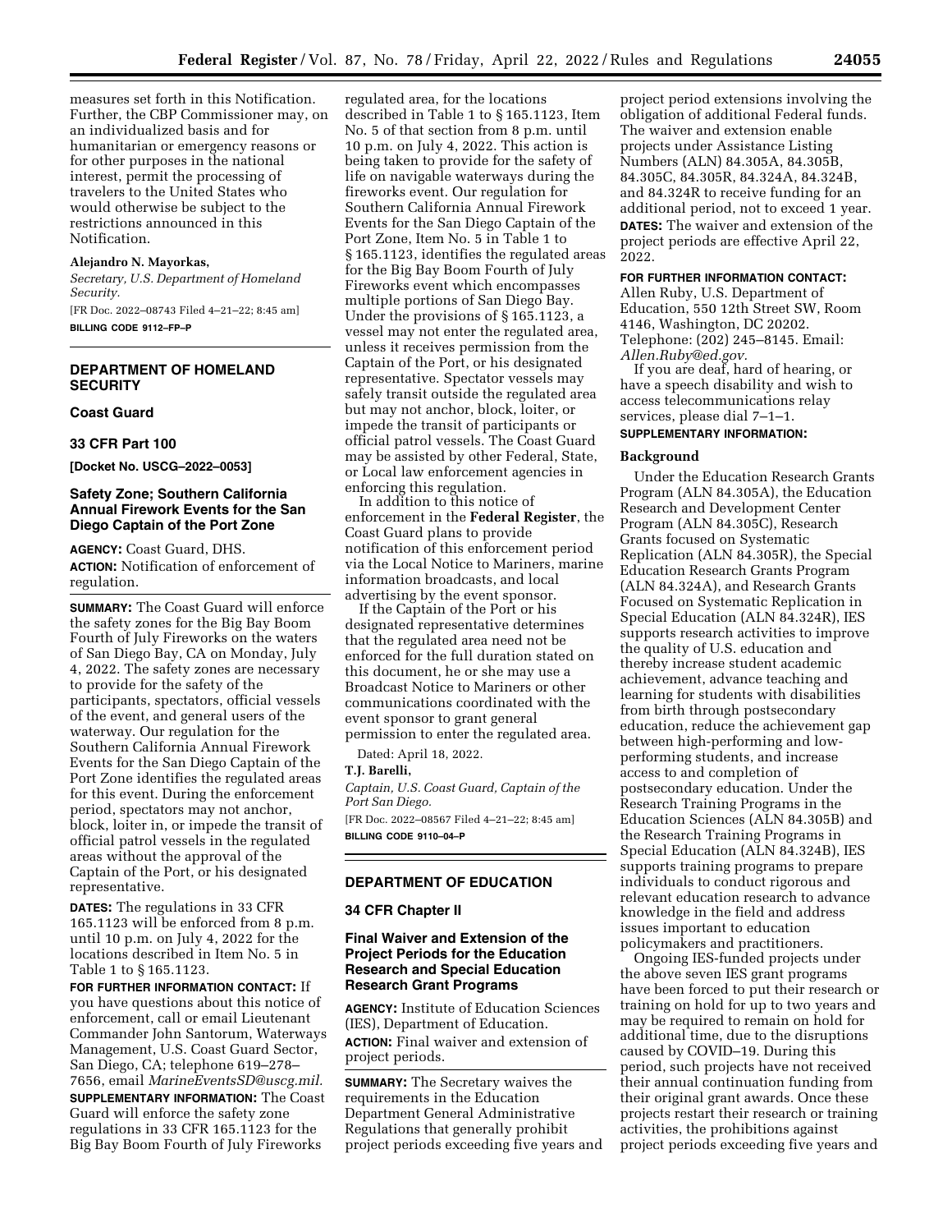measures set forth in this Notification. Further, the CBP Commissioner may, on an individualized basis and for humanitarian or emergency reasons or for other purposes in the national interest, permit the processing of travelers to the United States who would otherwise be subject to the restrictions announced in this Notification.

**Alejandro N. Mayorkas,**

*Secretary, U.S. Department of Homeland Security.*

[FR Doc. 2022–08743 Filed 4–21–22; 8:45 am]

**BILLING CODE 9112–FP–P**

---

## DEPARTMENT OF HOMELAND SECURITY

### Coast Guard

### 33 CFR Part 100

**[Docket No. USCG–2022–0053]**

### Safety Zone; Southern California Annual Firework Events for the San Diego Captain of the Port Zone

**AGENCY:** Coast Guard, DHS.

**ACTION:** Notification of enforcement of regulation.

**SUMMARY:** The Coast Guard will enforce the safety zones for the Big Bay Boom Fourth of July Fireworks on the waters of San Diego Bay, CA on Monday, July 4, 2022. The safety zones are necessary to provide for the safety of the participants, spectators, official vessels of the event, and general users of the waterway. Our regulation for the Southern California Annual Firework Events for the San Diego Captain of the Port Zone identifies the regulated areas for this event. During the enforcement period, spectators may not anchor, block, loiter in, or impede the transit of official patrol vessels in the regulated areas without the approval of the Captain of the Port, or his designated representative.

**DATES:** The regulations in 33 CFR 165.1123 will be enforced from 8 p.m. until 10 p.m. on July 4, 2022 for the locations described in Item No. 5 in Table 1 to § 165.1123.

**FOR FURTHER INFORMATION CONTACT:** If you have questions about this notice of enforcement, call or email Lieutenant Commander John Santorum, Waterways Management, U.S. Coast Guard Sector, San Diego, CA; telephone 619–278–7656, email *MarineEventsSD@uscg.mil.*

**SUPPLEMENTARY INFORMATION:** The Coast Guard will enforce the safety zone regulations in 33 CFR 165.1123 for the Big Bay Boom Fourth of July Fireworks regulated area, for the locations described in Table 1 to § 165.1123, Item No. 5 of that section from 8 p.m. until 10 p.m. on July 4, 2022. This action is being taken to provide for the safety of life on navigable waterways during the fireworks event. Our regulation for Southern California Annual Firework Events for the San Diego Captain of the Port Zone, Item No. 5 in Table 1 to § 165.1123, identifies the regulated areas for the Big Bay Boom Fourth of July Fireworks event which encompasses multiple portions of San Diego Bay. Under the provisions of § 165.1123, a vessel may not enter the regulated area, unless it receives permission from the Captain of the Port, or his designated representative. Spectator vessels may safely transit outside the regulated area but may not anchor, block, loiter, or impede the transit of participants or official patrol vessels. The Coast Guard may be assisted by other Federal, State, or Local law enforcement agencies in enforcing this regulation.

In addition to this notice of enforcement in the **Federal Register**, the Coast Guard plans to provide notification of this enforcement period via the Local Notice to Mariners, marine information broadcasts, and local advertising by the event sponsor.

If the Captain of the Port or his designated representative determines that the regulated area need not be enforced for the full duration stated on this document, he or she may use a Broadcast Notice to Mariners or other communications coordinated with the event sponsor to grant general permission to enter the regulated area.

Dated: April 18, 2022.

**T.J. Barelli,**

*Captain, U.S. Coast Guard, Captain of the Port San Diego.*

[FR Doc. 2022–08567 Filed 4–21–22; 8:45 am]

**BILLING CODE 9110–04–P**

---

## DEPARTMENT OF EDUCATION

### 34 CFR Chapter II

### Final Waiver and Extension of the Project Periods for the Education Research and Special Education Research Grant Programs

**AGENCY:** Institute of Education Sciences (IES), Department of Education.

**ACTION:** Final waiver and extension of project periods.

**SUMMARY:** The Secretary waives the requirements in the Education Department General Administrative Regulations that generally prohibit project periods exceeding five years and project period extensions involving the obligation of additional Federal funds. The waiver and extension enable projects under Assistance Listing Numbers (ALN) 84.305A, 84.305B, 84.305C, 84.305R, 84.324A, 84.324B, and 84.324R to receive funding for an additional period, not to exceed 1 year.

**DATES:** The waiver and extension of the project periods are effective April 22, 2022.

**FOR FURTHER INFORMATION CONTACT:** Allen Ruby, U.S. Department of Education, 550 12th Street SW, Room 4146, Washington, DC 20202. Telephone: (202) 245–8145. Email: *Allen.Ruby@ed.gov.*

If you are deaf, hard of hearing, or have a speech disability and wish to access telecommunications relay services, please dial 7–1–1.

**SUPPLEMENTARY INFORMATION:**

**Background**

Under the Education Research Grants Program (ALN 84.305A), the Education Research and Development Center Program (ALN 84.305C), Research Grants focused on Systematic Replication (ALN 84.305R), the Special Education Research Grants Program (ALN 84.324A), and Research Grants Focused on Systematic Replication in Special Education (ALN 84.324R), IES supports research activities to improve the quality of U.S. education and thereby increase student academic achievement, advance teaching and learning for students with disabilities from birth through postsecondary education, reduce the achievement gap between high-performing and low-performing students, and increase access to and completion of postsecondary education. Under the Research Training Programs in the Education Sciences (ALN 84.305B) and the Research Training Programs in Special Education (ALN 84.324B), IES supports training programs to prepare individuals to conduct rigorous and relevant education research to advance knowledge in the field and address issues important to education policymakers and practitioners.

Ongoing IES-funded projects under the above seven IES grant programs have been forced to put their research or training on hold for up to two years and may be required to remain on hold for additional time, due to the disruptions caused by COVID–19. During this period, such projects have not received their annual continuation funding from their original grant awards. Once these projects restart their research or training activities, the prohibitions against project periods exceeding five years and